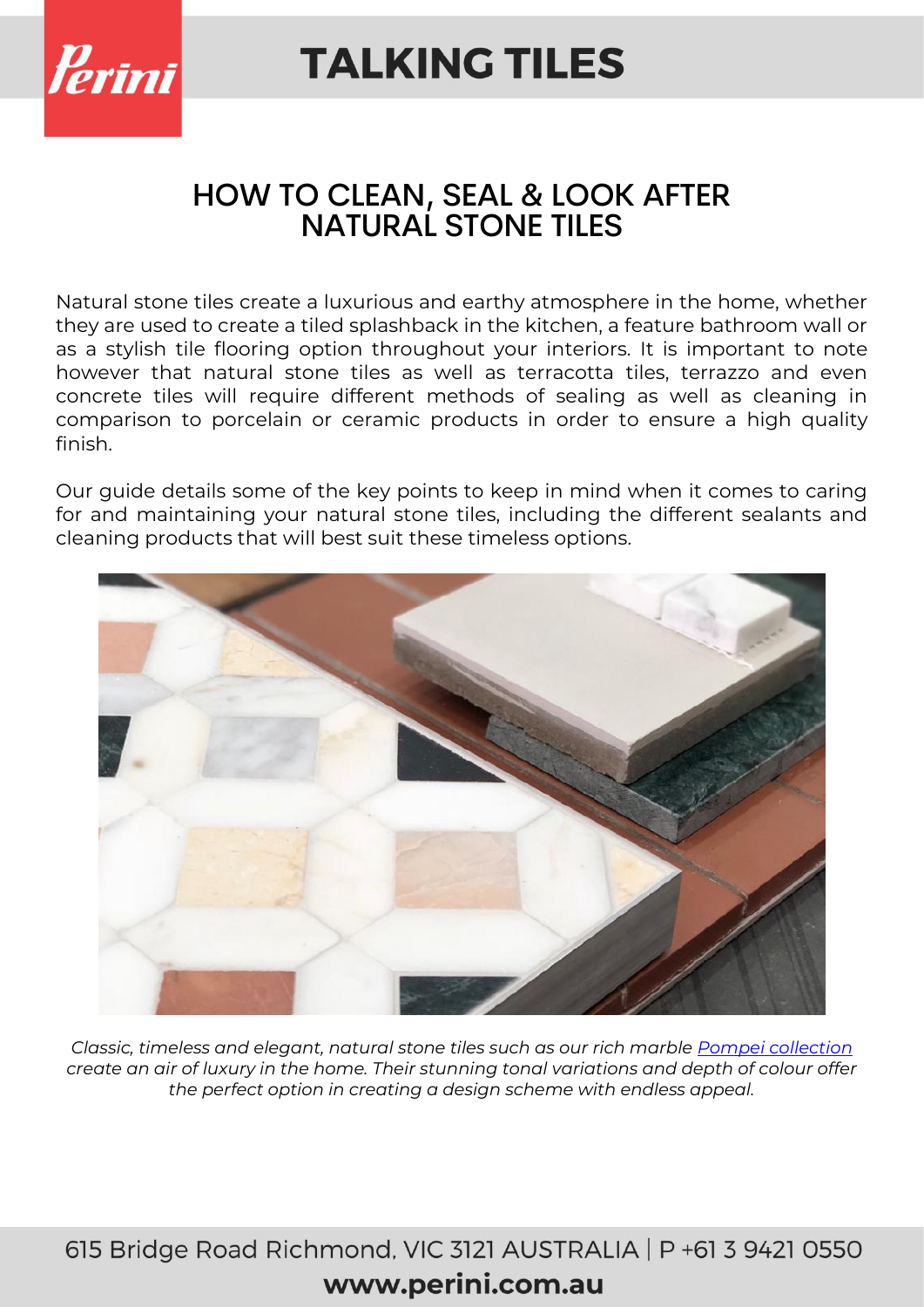# TALKING TILES

## HOW TO CLEAN, SEAL & LOOK AFTER NATURAL STONE TILES

Natural stone tiles create a luxurious and earthy atmosphere in the home, whether they are used to create a tiled splashback in the kitchen, a feature bathroom wall or as a stylish tile flooring option throughout your interiors. It is important to note however that natural stone tiles as well as terracotta tiles, terrazzo and even concrete tiles will require different methods of sealing as well as cleaning in comparison to porcelain or ceramic products in order to ensure a high quality finish.

Our guide details some of the key points to keep in mind when it comes to caring for and maintaining your natural stone tiles, including the different sealants and cleaning products that will best suit these timeless options.

*Classic, timeless and elegant, natural stone tiles such as our rich marble Pompei collection create an air of luxury in the home. Their stunning tonal variations and depth of colour offer the perfect option in creating a design scheme with endless appeal.*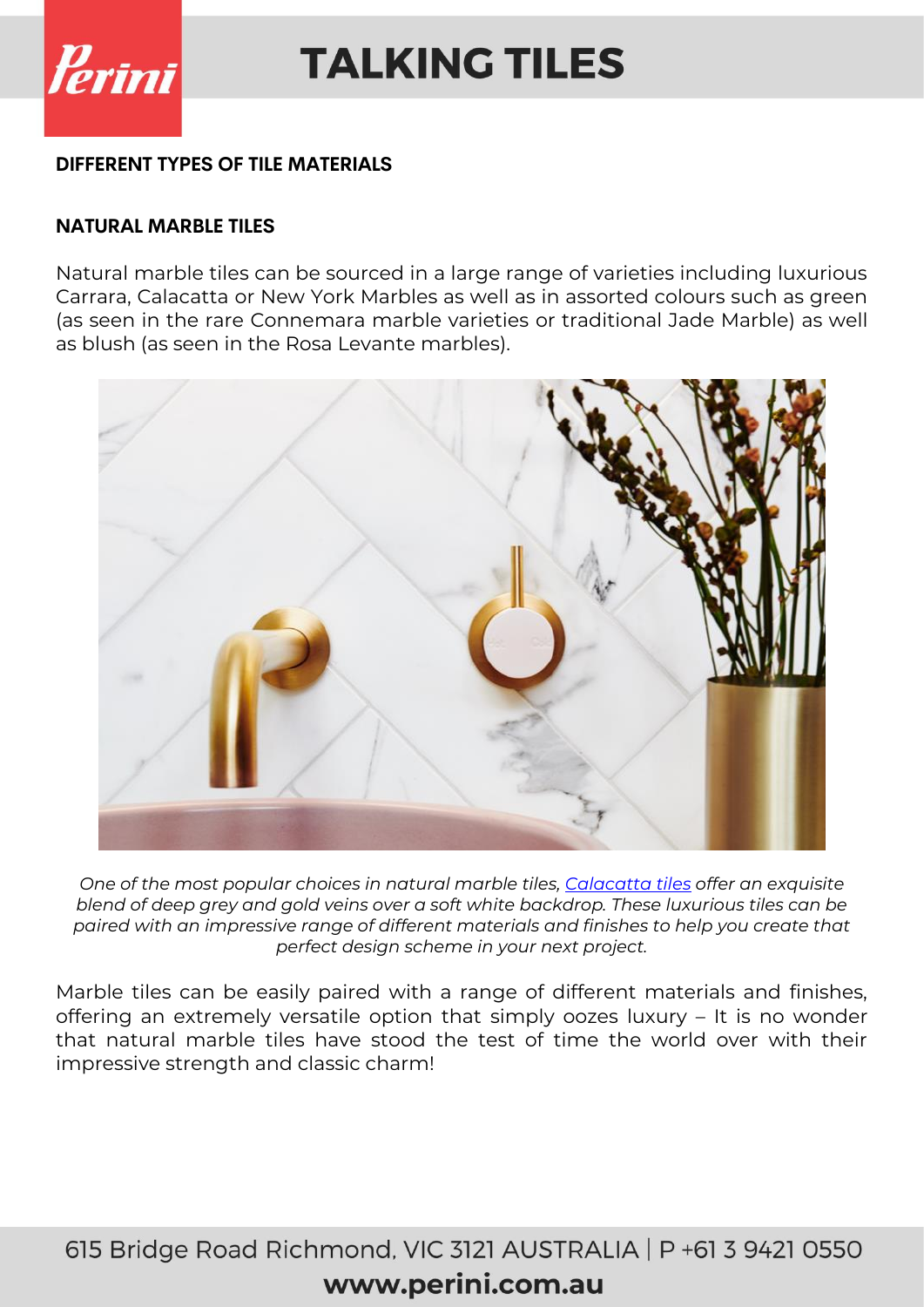## DIFFERENT TYPES OF TILE MATERIALS

### NATURAL MARBLE TILES

Natural marble tiles can be sourced in a large range of varieties including luxurious Carrara, Calacatta or New York Marbles as well as in assorted colours such as green (as seen in the rare Connemara marble varieties or traditional Jade Marble) as well as blush (as seen in the Rosa Levante marbles).

*One of the most popular choices in natural marble tiles, Calacatta tiles offer an exquisite blend of deep grey and gold veins over a soft white backdrop. These luxurious tiles can be paired with an impressive range of different materials and finishes to help you create that perfect design scheme in your next project.*

Marble tiles can be easily paired with a range of different materials and finishes, offering an extremely versatile option that simply oozes luxury – It is no wonder that natural marble tiles have stood the test of time the world over with their impressive strength and classic charm!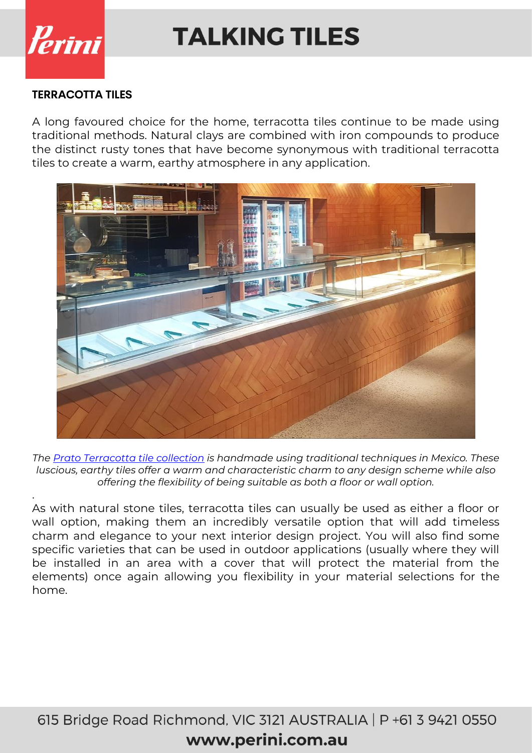## TERRACOTTA TILES

A long favoured choice for the home, terracotta tiles continue to be made using traditional methods. Natural clays are combined with iron compounds to produce the distinct rusty tones that have become synonymous with traditional terracotta tiles to create a warm, earthy atmosphere in any application.

*The [Prato Terracotta tile collection] is handmade using traditional techniques in Mexico. These luscious, earthy tiles offer a warm and characteristic charm to any design scheme while also offering the flexibility of being suitable as both a floor or wall option.*

As with natural stone tiles, terracotta tiles can usually be used as either a floor or wall option, making them an incredibly versatile option that will add timeless charm and elegance to your next interior design project. You will also find some specific varieties that can be used in outdoor applications (usually where they will be installed in an area with a cover that will protect the material from the elements) once again allowing you flexibility in your material selections for the home.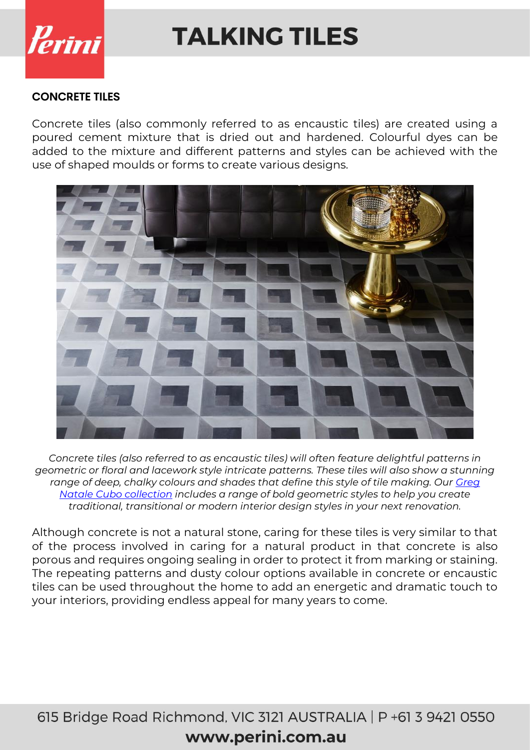## CONCRETE TILES

Concrete tiles (also commonly referred to as encaustic tiles) are created using a poured cement mixture that is dried out and hardened. Colourful dyes can be added to the mixture and different patterns and styles can be achieved with the use of shaped moulds or forms to create various designs.

*Concrete tiles (also referred to as encaustic tiles) will often feature delightful patterns in geometric or floral and lacework style intricate patterns. These tiles will also show a stunning range of deep, chalky colours and shades that define this style of tile making. Our Greg Natale Cubo collection includes a range of bold geometric styles to help you create traditional, transitional or modern interior design styles in your next renovation.*

Although concrete is not a natural stone, caring for these tiles is very similar to that of the process involved in caring for a natural product in that concrete is also porous and requires ongoing sealing in order to protect it from marking or staining. The repeating patterns and dusty colour options available in concrete or encaustic tiles can be used throughout the home to add an energetic and dramatic touch to your interiors, providing endless appeal for many years to come.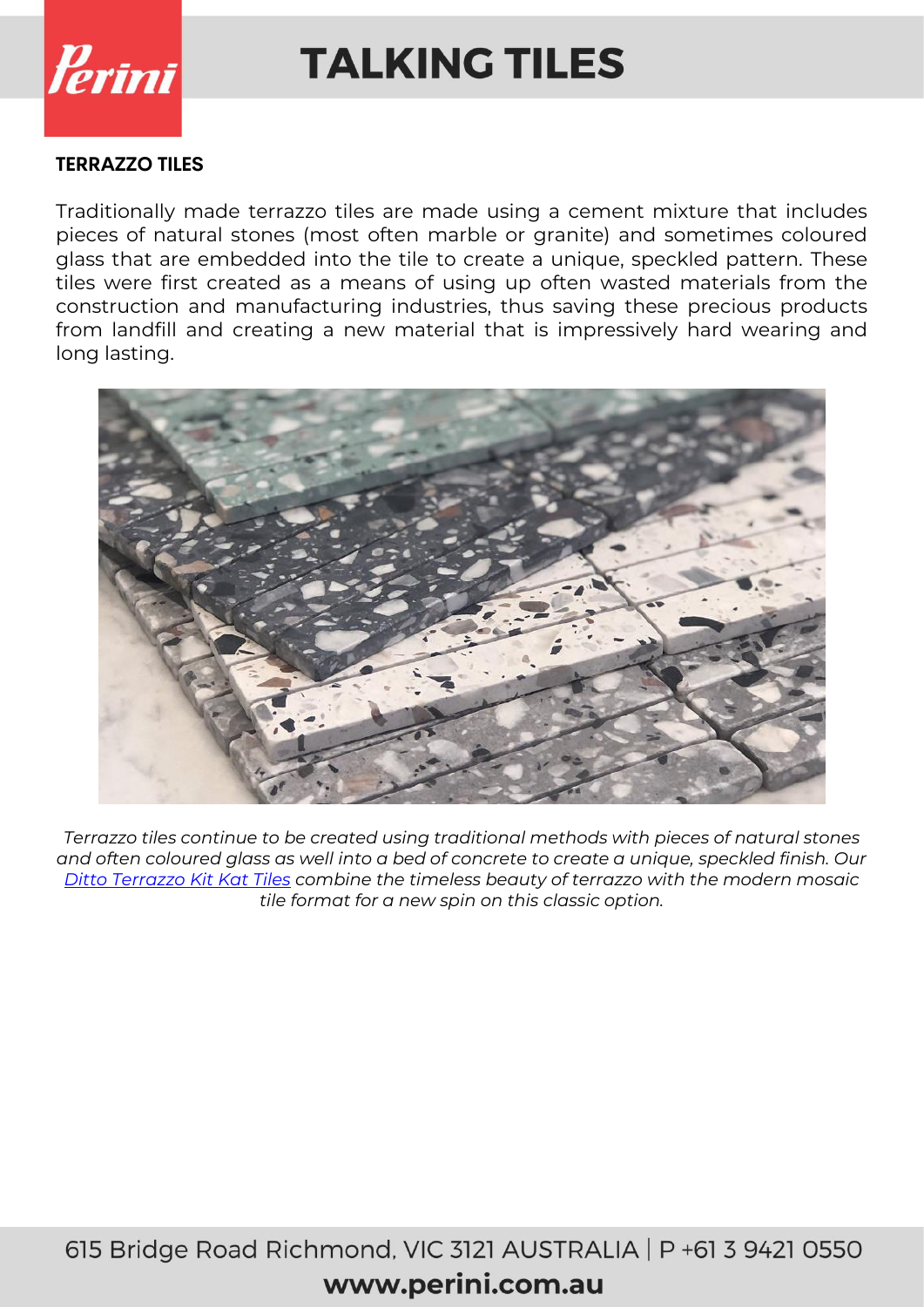## TERRAZZO TILES

Traditionally made terrazzo tiles are made using a cement mixture that includes pieces of natural stones (most often marble or granite) and sometimes coloured glass that are embedded into the tile to create a unique, speckled pattern. These tiles were first created as a means of using up often wasted materials from the construction and manufacturing industries, thus saving these precious products from landfill and creating a new material that is impressively hard wearing and long lasting.

*Terrazzo tiles continue to be created using traditional methods with pieces of natural stones and often coloured glass as well into a bed of concrete to create a unique, speckled finish. Our Ditto Terrazzo Kit Kat Tiles combine the timeless beauty of terrazzo with the modern mosaic tile format for a new spin on this classic option.*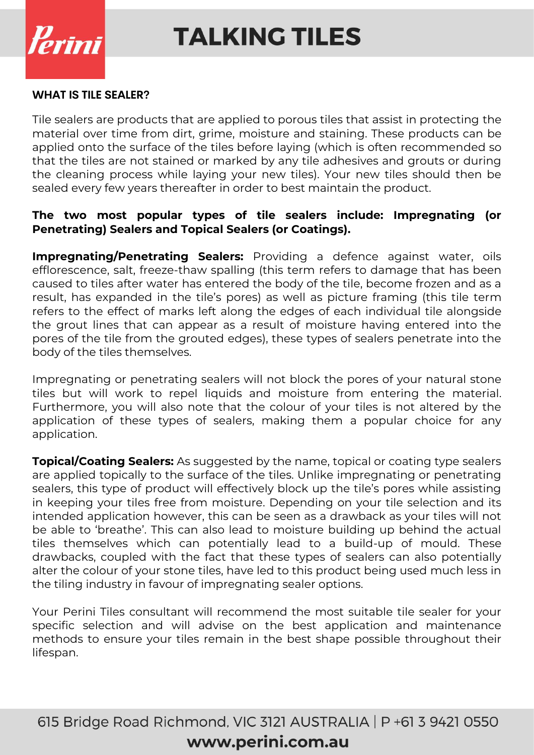## WHAT IS TILE SEALER?

Tile sealers are products that are applied to porous tiles that assist in protecting the material over time from dirt, grime, moisture and staining. These products can be applied onto the surface of the tiles before laying (which is often recommended so that the tiles are not stained or marked by any tile adhesives and grouts or during the cleaning process while laying your new tiles). Your new tiles should then be sealed every few years thereafter in order to best maintain the product.

**The two most popular types of tile sealers include: Impregnating (or Penetrating) Sealers and Topical Sealers (or Coatings).**

**Impregnating/Penetrating Sealers:** Providing a defence against water, oils efflorescence, salt, freeze-thaw spalling (this term refers to damage that has been caused to tiles after water has entered the body of the tile, become frozen and as a result, has expanded in the tile's pores) as well as picture framing (this tile term refers to the effect of marks left along the edges of each individual tile alongside the grout lines that can appear as a result of moisture having entered into the pores of the tile from the grouted edges), these types of sealers penetrate into the body of the tiles themselves.

Impregnating or penetrating sealers will not block the pores of your natural stone tiles but will work to repel liquids and moisture from entering the material. Furthermore, you will also note that the colour of your tiles is not altered by the application of these types of sealers, making them a popular choice for any application.

**Topical/Coating Sealers:** As suggested by the name, topical or coating type sealers are applied topically to the surface of the tiles. Unlike impregnating or penetrating sealers, this type of product will effectively block up the tile's pores while assisting in keeping your tiles free from moisture. Depending on your tile selection and its intended application however, this can be seen as a drawback as your tiles will not be able to 'breathe'. This can also lead to moisture building up behind the actual tiles themselves which can potentially lead to a build-up of mould. These drawbacks, coupled with the fact that these types of sealers can also potentially alter the colour of your stone tiles, have led to this product being used much less in the tiling industry in favour of impregnating sealer options.

Your Perini Tiles consultant will recommend the most suitable tile sealer for your specific selection and will advise on the best application and maintenance methods to ensure your tiles remain in the best shape possible throughout their lifespan.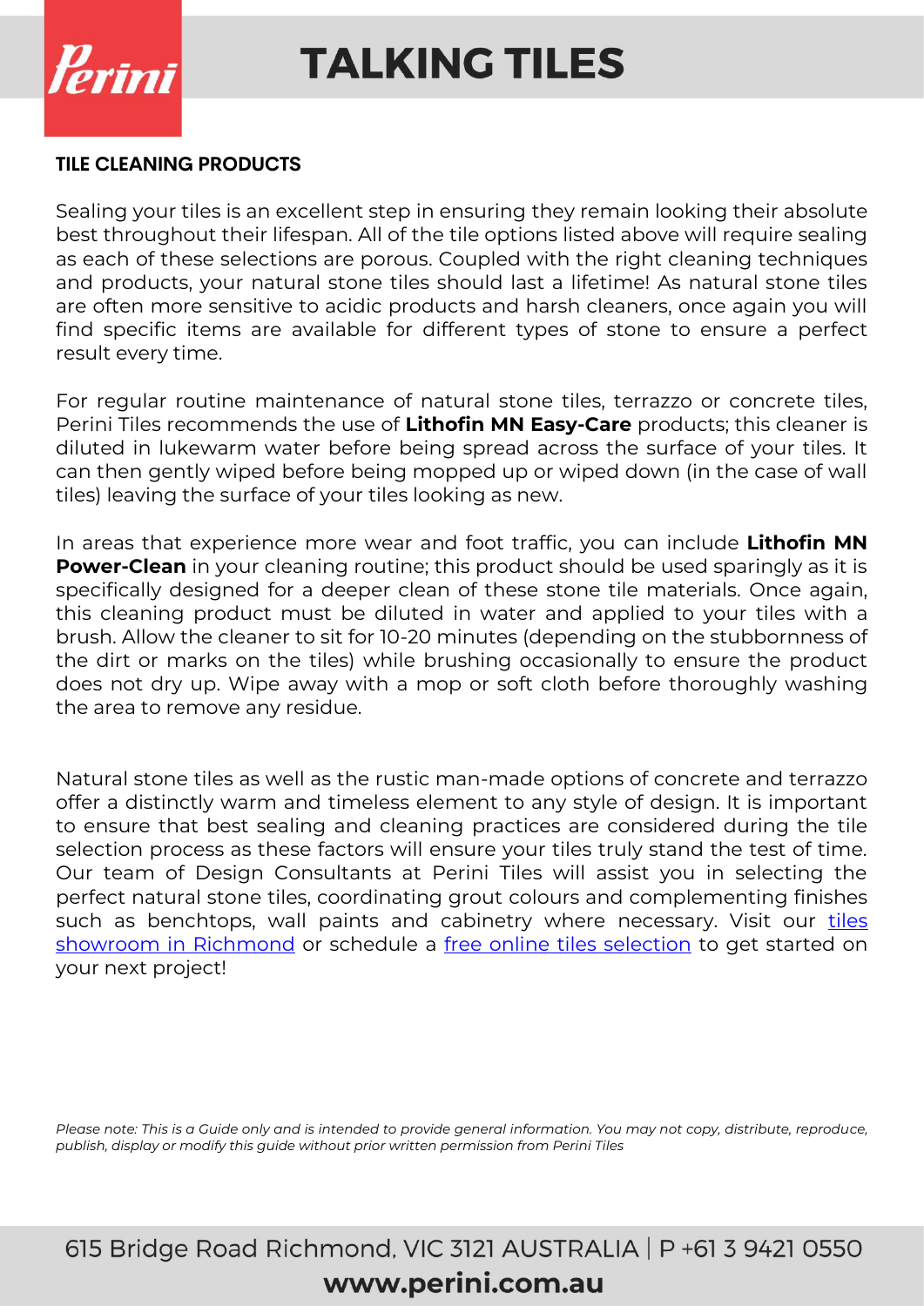## TILE CLEANING PRODUCTS

Sealing your tiles is an excellent step in ensuring they remain looking their absolute best throughout their lifespan. All of the tile options listed above will require sealing as each of these selections are porous. Coupled with the right cleaning techniques and products, your natural stone tiles should last a lifetime! As natural stone tiles are often more sensitive to acidic products and harsh cleaners, once again you will find specific items are available for different types of stone to ensure a perfect result every time.

For regular routine maintenance of natural stone tiles, terrazzo or concrete tiles, Perini Tiles recommends the use of **Lithofin MN Easy-Care** products; this cleaner is diluted in lukewarm water before being spread across the surface of your tiles. It can then gently wiped before being mopped up or wiped down (in the case of wall tiles) leaving the surface of your tiles looking as new.

In areas that experience more wear and foot traffic, you can include **Lithofin MN Power-Clean** in your cleaning routine; this product should be used sparingly as it is specifically designed for a deeper clean of these stone tile materials. Once again, this cleaning product must be diluted in water and applied to your tiles with a brush. Allow the cleaner to sit for 10-20 minutes (depending on the stubbornness of the dirt or marks on the tiles) while brushing occasionally to ensure the product does not dry up. Wipe away with a mop or soft cloth before thoroughly washing the area to remove any residue.

Natural stone tiles as well as the rustic man-made options of concrete and terrazzo offer a distinctly warm and timeless element to any style of design. It is important to ensure that best sealing and cleaning practices are considered during the tile selection process as these factors will ensure your tiles truly stand the test of time. Our team of Design Consultants at Perini Tiles will assist you in selecting the perfect natural stone tiles, coordinating grout colours and complementing finishes such as benchtops, wall paints and cabinetry where necessary. Visit our tiles showroom in Richmond or schedule a free online tiles selection to get started on your next project!

*Please note: This is a Guide only and is intended to provide general information. You may not copy, distribute, reproduce, publish, display or modify this guide without prior written permission from Perini Tiles*